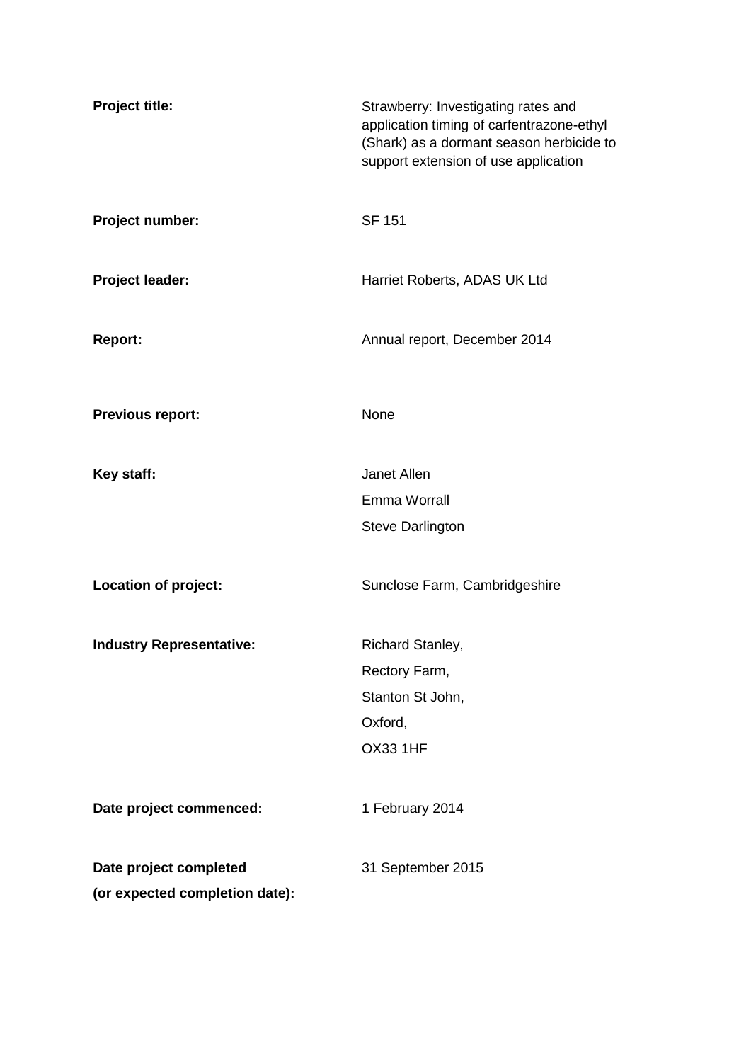| | |
|---|---|
| **Project title:** | Strawberry: Investigating rates and application timing of carfentrazone-ethyl (Shark) as a dormant season herbicide to support extension of use application |
| **Project number:** | SF 151 |
| **Project leader:** | Harriet Roberts, ADAS UK Ltd |
| **Report:** | Annual report, December 2014 |
| **Previous report:** | None |
| **Key staff:** | Janet Allen<br>Emma Worrall<br>Steve Darlington |
| **Location of project:** | Sunclose Farm, Cambridgeshire |
| **Industry Representative:** | Richard Stanley,<br>Rectory Farm,<br>Stanton St John,<br>Oxford,<br>OX33 1HF |
| **Date project commenced:** | 1 February 2014 |
| **Date project completed (or expected completion date):** | 31 September 2015 |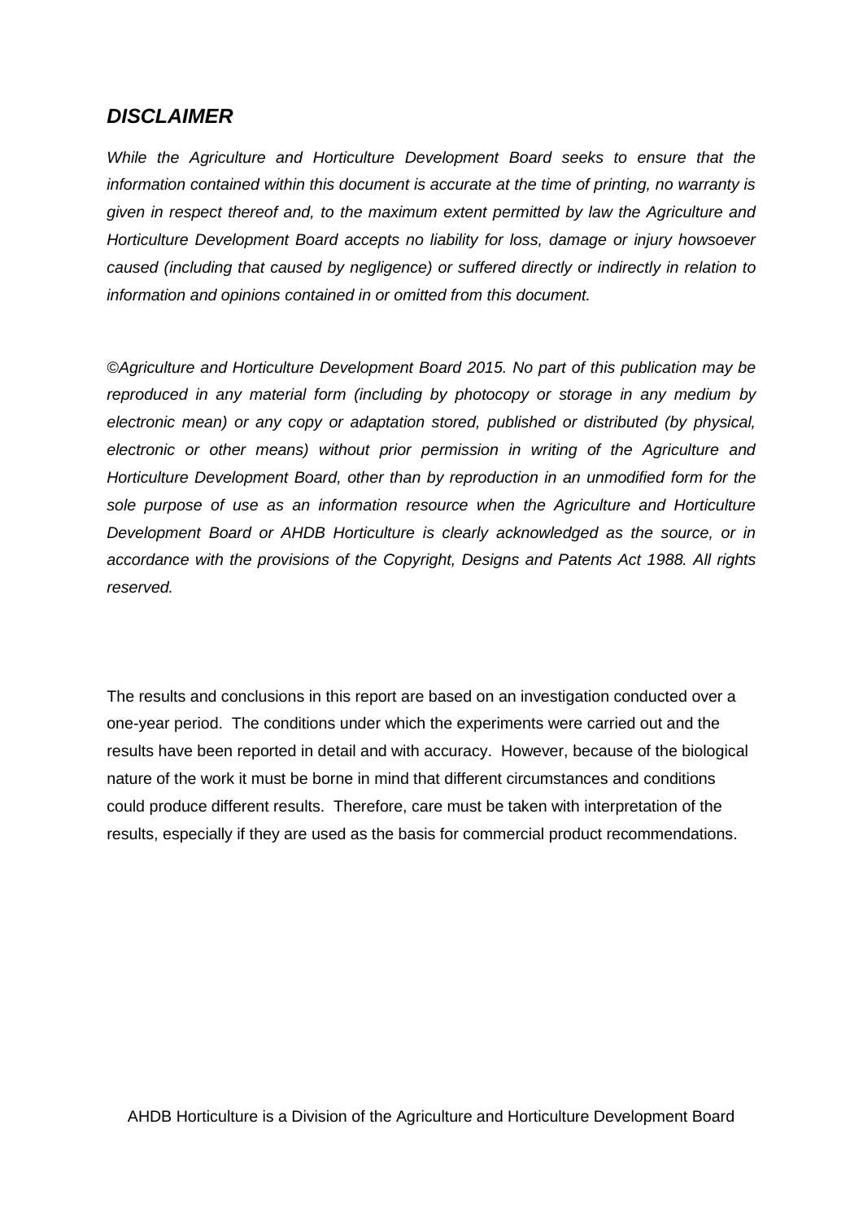## *DISCLAIMER*

*While the Agriculture and Horticulture Development Board seeks to ensure that the information contained within this document is accurate at the time of printing, no warranty is given in respect thereof and, to the maximum extent permitted by law the Agriculture and Horticulture Development Board accepts no liability for loss, damage or injury howsoever caused (including that caused by negligence) or suffered directly or indirectly in relation to information and opinions contained in or omitted from this document.*

*©Agriculture and Horticulture Development Board 2015. No part of this publication may be reproduced in any material form (including by photocopy or storage in any medium by electronic mean) or any copy or adaptation stored, published or distributed (by physical, electronic or other means) without prior permission in writing of the Agriculture and Horticulture Development Board, other than by reproduction in an unmodified form for the sole purpose of use as an information resource when the Agriculture and Horticulture Development Board or AHDB Horticulture is clearly acknowledged as the source, or in accordance with the provisions of the Copyright, Designs and Patents Act 1988. All rights reserved.*

The results and conclusions in this report are based on an investigation conducted over a one-year period. The conditions under which the experiments were carried out and the results have been reported in detail and with accuracy. However, because of the biological nature of the work it must be borne in mind that different circumstances and conditions could produce different results. Therefore, care must be taken with interpretation of the results, especially if they are used as the basis for commercial product recommendations.

AHDB Horticulture is a Division of the Agriculture and Horticulture Development Board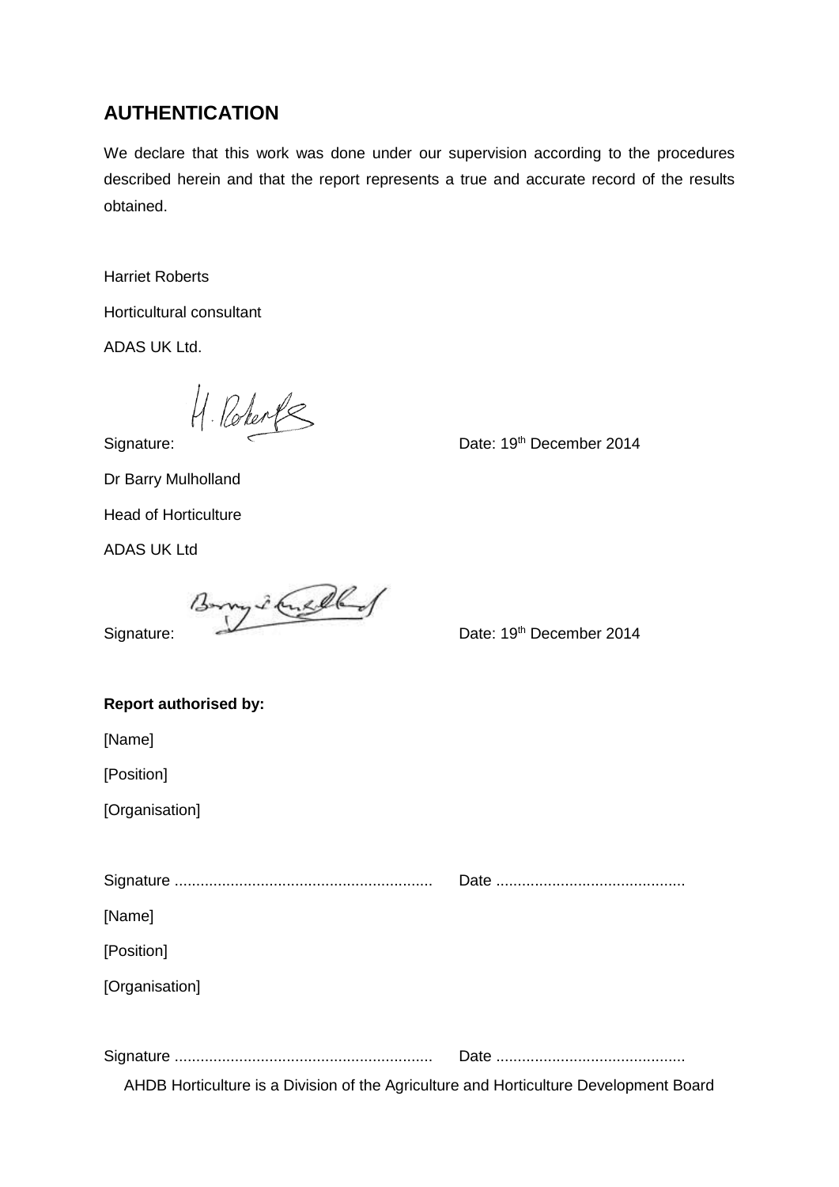## AUTHENTICATION

We declare that this work was done under our supervision according to the procedures described herein and that the report represents a true and accurate record of the results obtained.

Harriet Roberts

Horticultural consultant

ADAS UK Ltd.

Signature: Date: 19th December 2014

Dr Barry Mulholland

Head of Horticulture

ADAS UK Ltd

Signature: Date: 19th December 2014

**Report authorised by:**

[Name]

[Position]

[Organisation]

Signature ............................................................ Date ............................................

[Name]

[Position]

[Organisation]

Signature ............................................................ Date ............................................

AHDB Horticulture is a Division of the Agriculture and Horticulture Development Board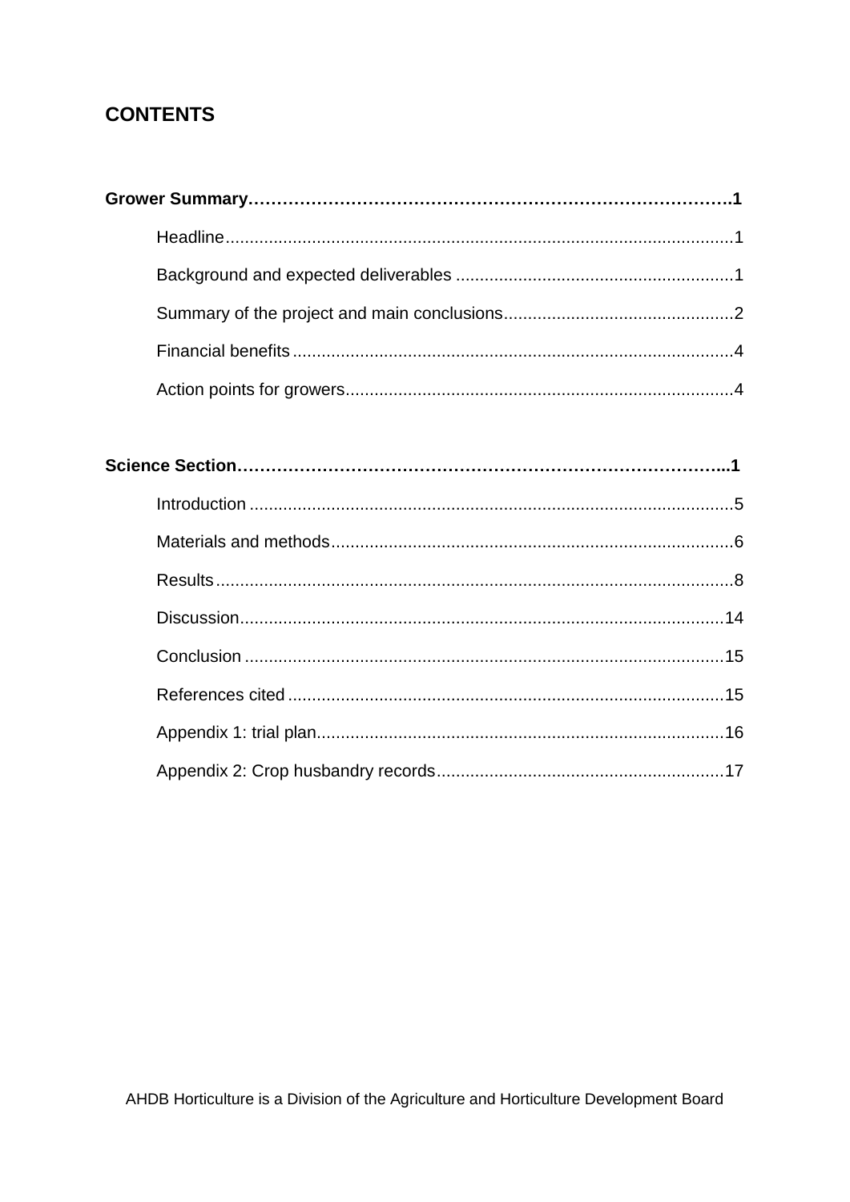## CONTENTS

**Grower Summary……………………………………………………………………….1**

Headline.........................................................................................................1

Background and expected deliverables ..........................................................1

Summary of the project and main conclusions................................................2

Financial benefits............................................................................................4

Action points for growers................................................................................4

**Science Section………………………………………………………………………...1**

Introduction ....................................................................................................5

Materials and methods....................................................................................6

Results...........................................................................................................8

Discussion....................................................................................................14

Conclusion ....................................................................................................15

References cited...........................................................................................15

Appendix 1: trial plan.....................................................................................16

Appendix 2: Crop husbandry records............................................................17

AHDB Horticulture is a Division of the Agriculture and Horticulture Development Board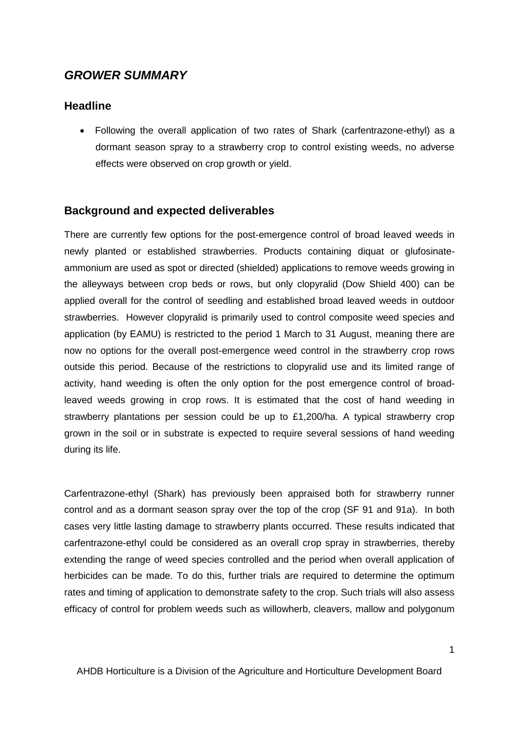## *GROWER SUMMARY*

### Headline

- Following the overall application of two rates of Shark (carfentrazone-ethyl) as a dormant season spray to a strawberry crop to control existing weeds, no adverse effects were observed on crop growth or yield.

### Background and expected deliverables

There are currently few options for the post-emergence control of broad leaved weeds in newly planted or established strawberries. Products containing diquat or glufosinate-ammonium are used as spot or directed (shielded) applications to remove weeds growing in the alleyways between crop beds or rows, but only clopyralid (Dow Shield 400) can be applied overall for the control of seedling and established broad leaved weeds in outdoor strawberries. However clopyralid is primarily used to control composite weed species and application (by EAMU) is restricted to the period 1 March to 31 August, meaning there are now no options for the overall post-emergence weed control in the strawberry crop rows outside this period. Because of the restrictions to clopyralid use and its limited range of activity, hand weeding is often the only option for the post emergence control of broad-leaved weeds growing in crop rows. It is estimated that the cost of hand weeding in strawberry plantations per session could be up to £1,200/ha. A typical strawberry crop grown in the soil or in substrate is expected to require several sessions of hand weeding during its life.

Carfentrazone-ethyl (Shark) has previously been appraised both for strawberry runner control and as a dormant season spray over the top of the crop (SF 91 and 91a). In both cases very little lasting damage to strawberry plants occurred. These results indicated that carfentrazone-ethyl could be considered as an overall crop spray in strawberries, thereby extending the range of weed species controlled and the period when overall application of herbicides can be made. To do this, further trials are required to determine the optimum rates and timing of application to demonstrate safety to the crop. Such trials will also assess efficacy of control for problem weeds such as willowherb, cleavers, mallow and polygonum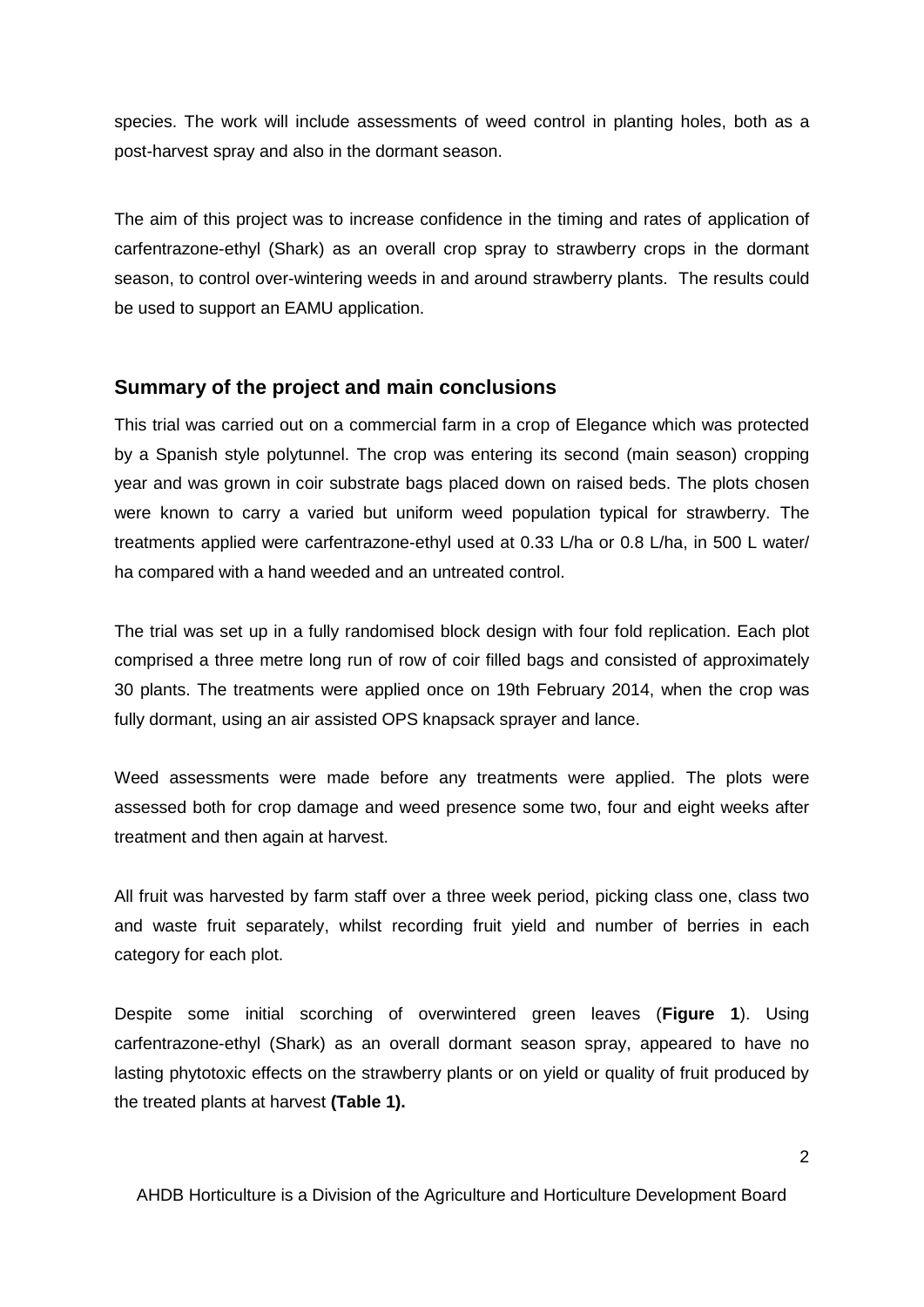species. The work will include assessments of weed control in planting holes, both as a post-harvest spray and also in the dormant season.

The aim of this project was to increase confidence in the timing and rates of application of carfentrazone-ethyl (Shark) as an overall crop spray to strawberry crops in the dormant season, to control over-wintering weeds in and around strawberry plants. The results could be used to support an EAMU application.

## Summary of the project and main conclusions

This trial was carried out on a commercial farm in a crop of Elegance which was protected by a Spanish style polytunnel. The crop was entering its second (main season) cropping year and was grown in coir substrate bags placed down on raised beds. The plots chosen were known to carry a varied but uniform weed population typical for strawberry. The treatments applied were carfentrazone-ethyl used at 0.33 L/ha or 0.8 L/ha, in 500 L water/ ha compared with a hand weeded and an untreated control.

The trial was set up in a fully randomised block design with four fold replication. Each plot comprised a three metre long run of row of coir filled bags and consisted of approximately 30 plants. The treatments were applied once on 19th February 2014, when the crop was fully dormant, using an air assisted OPS knapsack sprayer and lance.

Weed assessments were made before any treatments were applied. The plots were assessed both for crop damage and weed presence some two, four and eight weeks after treatment and then again at harvest.

All fruit was harvested by farm staff over a three week period, picking class one, class two and waste fruit separately, whilst recording fruit yield and number of berries in each category for each plot.

Despite some initial scorching of overwintered green leaves (**Figure 1**). Using carfentrazone-ethyl (Shark) as an overall dormant season spray, appeared to have no lasting phytotoxic effects on the strawberry plants or on yield or quality of fruit produced by the treated plants at harvest **(Table 1).**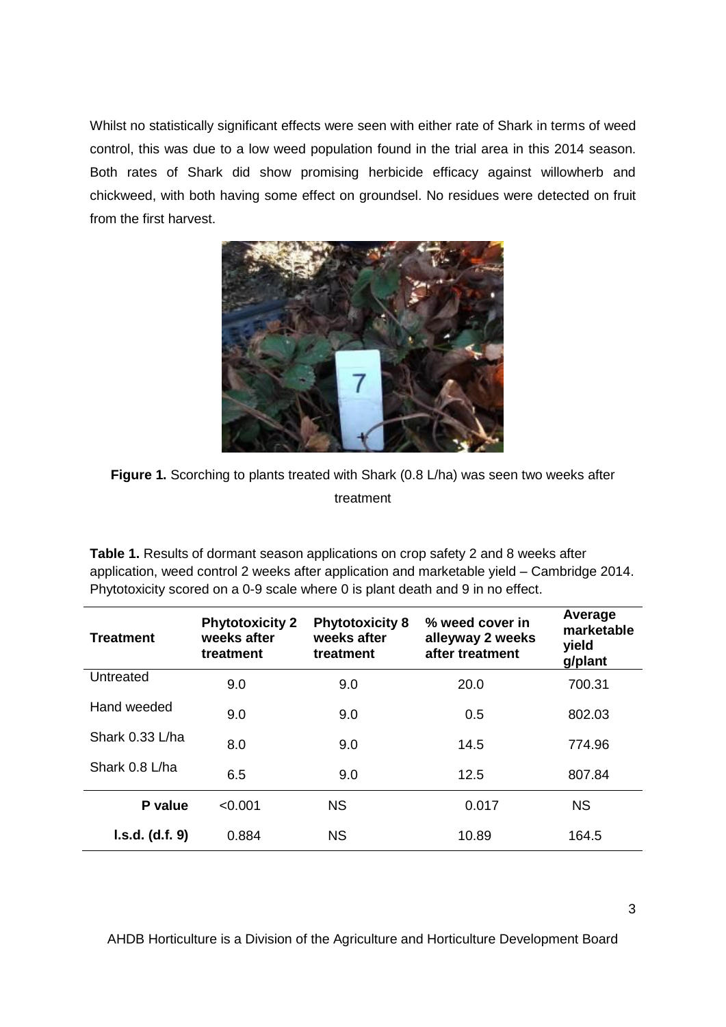Whilst no statistically significant effects were seen with either rate of Shark in terms of weed control, this was due to a low weed population found in the trial area in this 2014 season. Both rates of Shark did show promising herbicide efficacy against willowherb and chickweed, with both having some effect on groundsel. No residues were detected on fruit from the first harvest.

**Figure 1.** Scorching to plants treated with Shark (0.8 L/ha) was seen two weeks after treatment

**Table 1.** Results of dormant season applications on crop safety 2 and 8 weeks after application, weed control 2 weeks after application and marketable yield – Cambridge 2014. Phytotoxicity scored on a 0-9 scale where 0 is plant death and 9 in no effect.

| Treatment | Phytotoxicity 2 weeks after treatment | Phytotoxicity 8 weeks after treatment | % weed cover in alleyway 2 weeks after treatment | Average marketable yield g/plant |
|---|---|---|---|---|
| Untreated | 9.0 | 9.0 | 20.0 | 700.31 |
| Hand weeded | 9.0 | 9.0 | 0.5 | 802.03 |
| Shark 0.33 L/ha | 8.0 | 9.0 | 14.5 | 774.96 |
| Shark 0.8 L/ha | 6.5 | 9.0 | 12.5 | 807.84 |
| **P value** | <0.001 | NS | 0.017 | NS |
| **l.s.d. (d.f. 9)** | 0.884 | NS | 10.89 | 164.5 |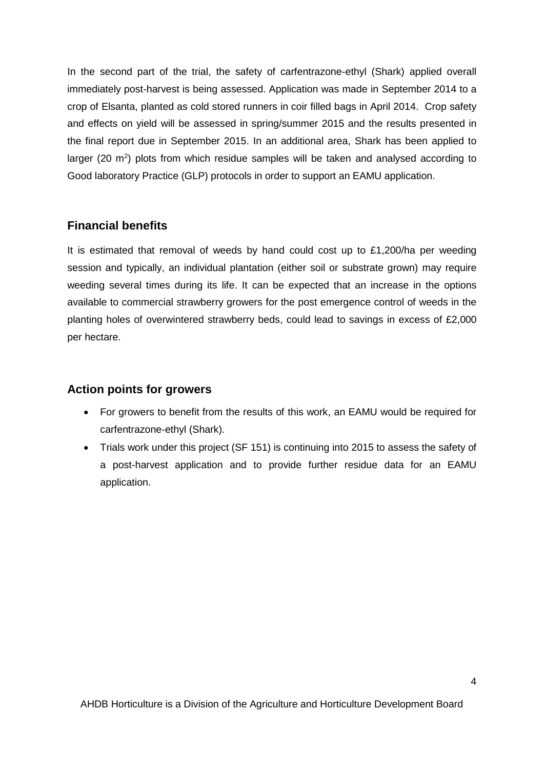In the second part of the trial, the safety of carfentrazone-ethyl (Shark) applied overall immediately post-harvest is being assessed. Application was made in September 2014 to a crop of Elsanta, planted as cold stored runners in coir filled bags in April 2014. Crop safety and effects on yield will be assessed in spring/summer 2015 and the results presented in the final report due in September 2015. In an additional area, Shark has been applied to larger (20 $m^2$) plots from which residue samples will be taken and analysed according to Good laboratory Practice (GLP) protocols in order to support an EAMU application.

## Financial benefits

It is estimated that removal of weeds by hand could cost up to £1,200/ha per weeding session and typically, an individual plantation (either soil or substrate grown) may require weeding several times during its life. It can be expected that an increase in the options available to commercial strawberry growers for the post emergence control of weeds in the planting holes of overwintered strawberry beds, could lead to savings in excess of £2,000 per hectare.

## Action points for growers

- For growers to benefit from the results of this work, an EAMU would be required for carfentrazone-ethyl (Shark).
- Trials work under this project (SF 151) is continuing into 2015 to assess the safety of a post-harvest application and to provide further residue data for an EAMU application.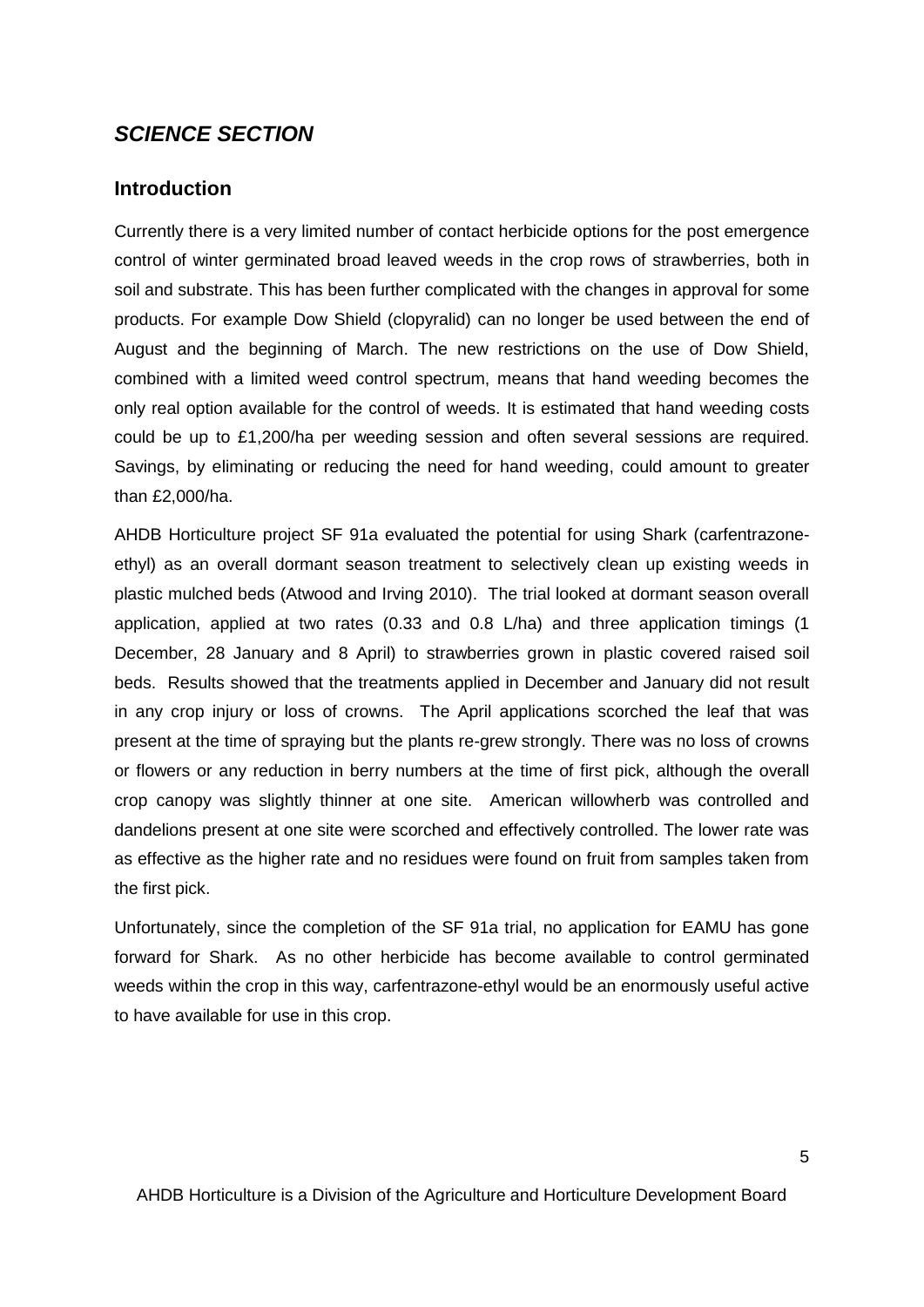## *SCIENCE SECTION*

### Introduction

Currently there is a very limited number of contact herbicide options for the post emergence control of winter germinated broad leaved weeds in the crop rows of strawberries, both in soil and substrate. This has been further complicated with the changes in approval for some products. For example Dow Shield (clopyralid) can no longer be used between the end of August and the beginning of March. The new restrictions on the use of Dow Shield, combined with a limited weed control spectrum, means that hand weeding becomes the only real option available for the control of weeds. It is estimated that hand weeding costs could be up to £1,200/ha per weeding session and often several sessions are required. Savings, by eliminating or reducing the need for hand weeding, could amount to greater than £2,000/ha.

AHDB Horticulture project SF 91a evaluated the potential for using Shark (carfentrazone-ethyl) as an overall dormant season treatment to selectively clean up existing weeds in plastic mulched beds (Atwood and Irving 2010). The trial looked at dormant season overall application, applied at two rates (0.33 and 0.8 L/ha) and three application timings (1 December, 28 January and 8 April) to strawberries grown in plastic covered raised soil beds. Results showed that the treatments applied in December and January did not result in any crop injury or loss of crowns. The April applications scorched the leaf that was present at the time of spraying but the plants re-grew strongly. There was no loss of crowns or flowers or any reduction in berry numbers at the time of first pick, although the overall crop canopy was slightly thinner at one site. American willowherb was controlled and dandelions present at one site were scorched and effectively controlled. The lower rate was as effective as the higher rate and no residues were found on fruit from samples taken from the first pick.

Unfortunately, since the completion of the SF 91a trial, no application for EAMU has gone forward for Shark. As no other herbicide has become available to control germinated weeds within the crop in this way, carfentrazone-ethyl would be an enormously useful active to have available for use in this crop.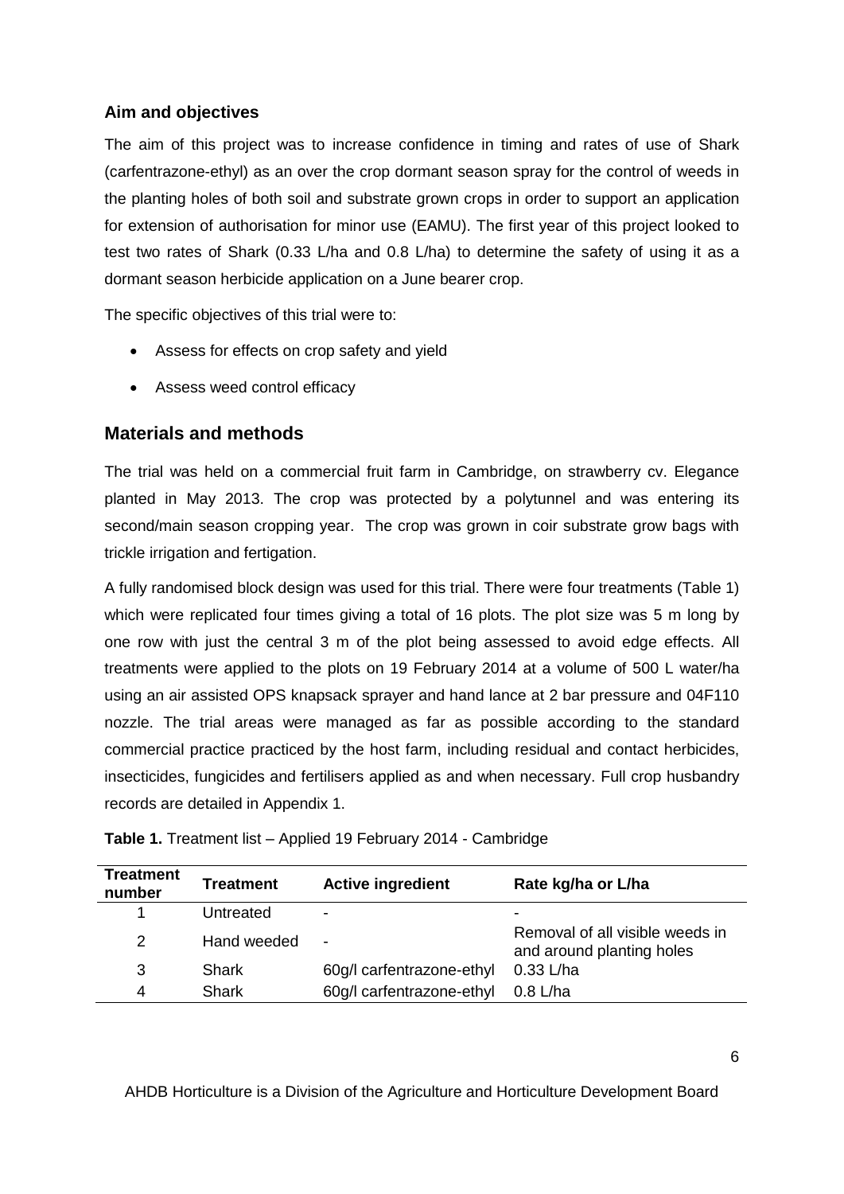### Aim and objectives

The aim of this project was to increase confidence in timing and rates of use of Shark (carfentrazone-ethyl) as an over the crop dormant season spray for the control of weeds in the planting holes of both soil and substrate grown crops in order to support an application for extension of authorisation for minor use (EAMU). The first year of this project looked to test two rates of Shark (0.33 L/ha and 0.8 L/ha) to determine the safety of using it as a dormant season herbicide application on a June bearer crop.

The specific objectives of this trial were to:

- Assess for effects on crop safety and yield
- Assess weed control efficacy

## Materials and methods

The trial was held on a commercial fruit farm in Cambridge, on strawberry cv. Elegance planted in May 2013. The crop was protected by a polytunnel and was entering its second/main season cropping year. The crop was grown in coir substrate grow bags with trickle irrigation and fertigation.

A fully randomised block design was used for this trial. There were four treatments (Table 1) which were replicated four times giving a total of 16 plots. The plot size was 5 m long by one row with just the central 3 m of the plot being assessed to avoid edge effects. All treatments were applied to the plots on 19 February 2014 at a volume of 500 L water/ha using an air assisted OPS knapsack sprayer and hand lance at 2 bar pressure and 04F110 nozzle. The trial areas were managed as far as possible according to the standard commercial practice practiced by the host farm, including residual and contact herbicides, insecticides, fungicides and fertilisers applied as and when necessary. Full crop husbandry records are detailed in Appendix 1.

**Table 1.** Treatment list – Applied 19 February 2014 - Cambridge

| Treatment number | Treatment | Active ingredient | Rate kg/ha or L/ha |
|---|---|---|---|
| 1 | Untreated | - | - |
| 2 | Hand weeded | - | Removal of all visible weeds in and around planting holes |
| 3 | Shark | 60g/l carfentrazone-ethyl | 0.33 L/ha |
| 4 | Shark | 60g/l carfentrazone-ethyl | 0.8 L/ha |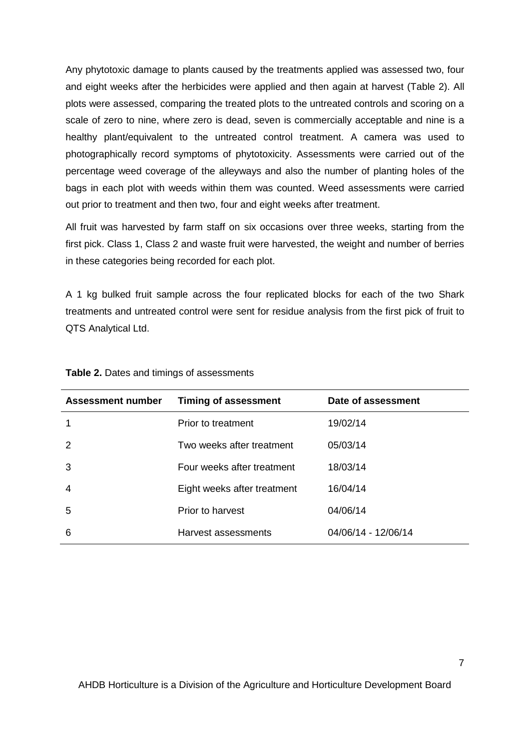Any phytotoxic damage to plants caused by the treatments applied was assessed two, four and eight weeks after the herbicides were applied and then again at harvest (Table 2). All plots were assessed, comparing the treated plots to the untreated controls and scoring on a scale of zero to nine, where zero is dead, seven is commercially acceptable and nine is a healthy plant/equivalent to the untreated control treatment. A camera was used to photographically record symptoms of phytotoxicity. Assessments were carried out of the percentage weed coverage of the alleyways and also the number of planting holes of the bags in each plot with weeds within them was counted. Weed assessments were carried out prior to treatment and then two, four and eight weeks after treatment.

All fruit was harvested by farm staff on six occasions over three weeks, starting from the first pick. Class 1, Class 2 and waste fruit were harvested, the weight and number of berries in these categories being recorded for each plot.

A 1 kg bulked fruit sample across the four replicated blocks for each of the two Shark treatments and untreated control were sent for residue analysis from the first pick of fruit to QTS Analytical Ltd.

**Table 2.** Dates and timings of assessments

| Assessment number | Timing of assessment | Date of assessment |
|---|---|---|
| 1 | Prior to treatment | 19/02/14 |
| 2 | Two weeks after treatment | 05/03/14 |
| 3 | Four weeks after treatment | 18/03/14 |
| 4 | Eight weeks after treatment | 16/04/14 |
| 5 | Prior to harvest | 04/06/14 |
| 6 | Harvest assessments | 04/06/14 - 12/06/14 |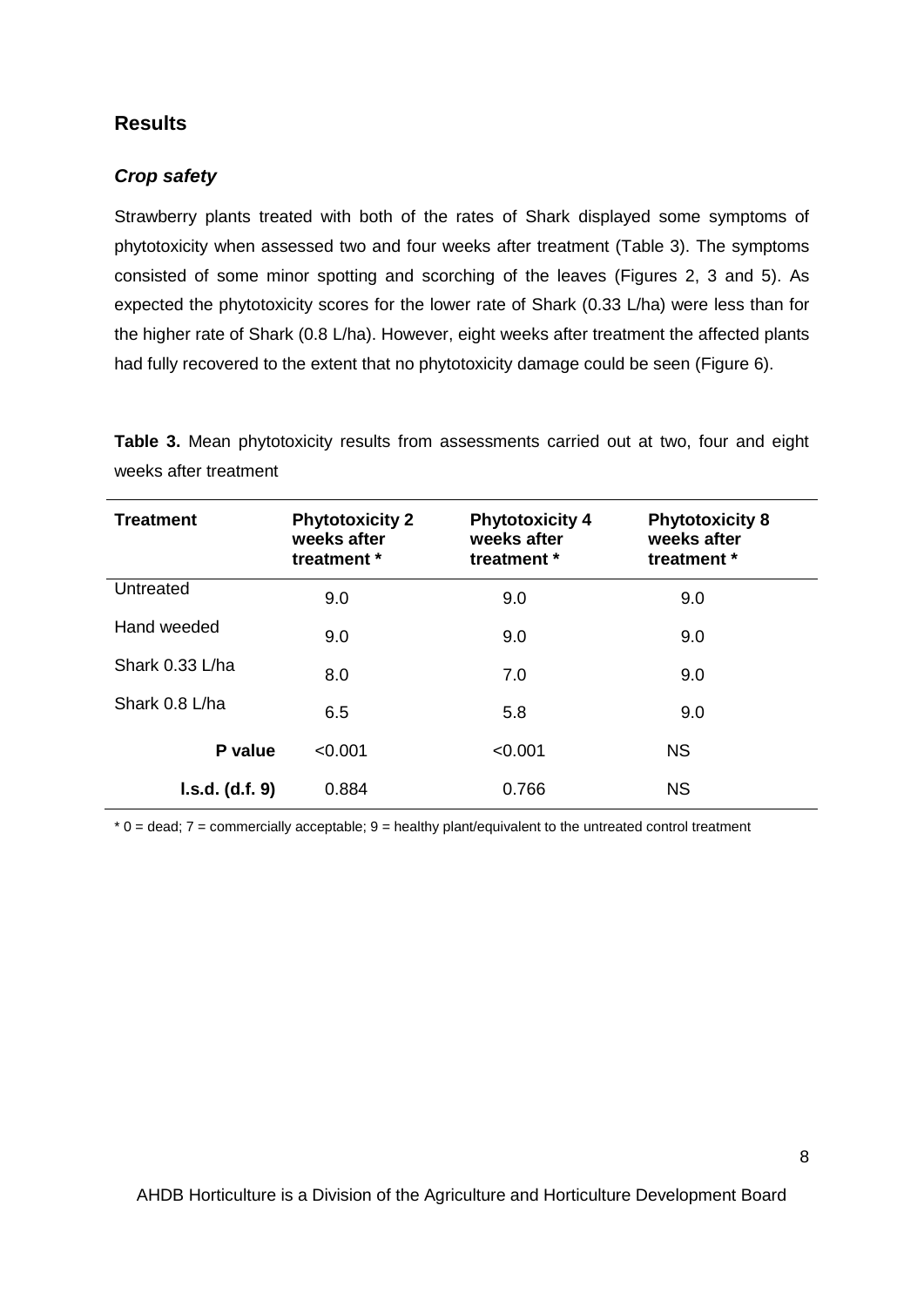## Results

### *Crop safety*

Strawberry plants treated with both of the rates of Shark displayed some symptoms of phytotoxicity when assessed two and four weeks after treatment (Table 3). The symptoms consisted of some minor spotting and scorching of the leaves (Figures 2, 3 and 5). As expected the phytotoxicity scores for the lower rate of Shark (0.33 L/ha) were less than for the higher rate of Shark (0.8 L/ha). However, eight weeks after treatment the affected plants had fully recovered to the extent that no phytotoxicity damage could be seen (Figure 6).

**Table 3.** Mean phytotoxicity results from assessments carried out at two, four and eight weeks after treatment

| Treatment | Phytotoxicity 2 weeks after treatment * | Phytotoxicity 4 weeks after treatment * | Phytotoxicity 8 weeks after treatment * |
|---|---|---|---|
| Untreated | 9.0 | 9.0 | 9.0 |
| Hand weeded | 9.0 | 9.0 | 9.0 |
| Shark 0.33 L/ha | 8.0 | 7.0 | 9.0 |
| Shark 0.8 L/ha | 6.5 | 5.8 | 9.0 |
| **P value** | <0.001 | <0.001 | NS |
| **l.s.d. (d.f. 9)** | 0.884 | 0.766 | NS |

* 0 = dead; 7 = commercially acceptable; 9 = healthy plant/equivalent to the untreated control treatment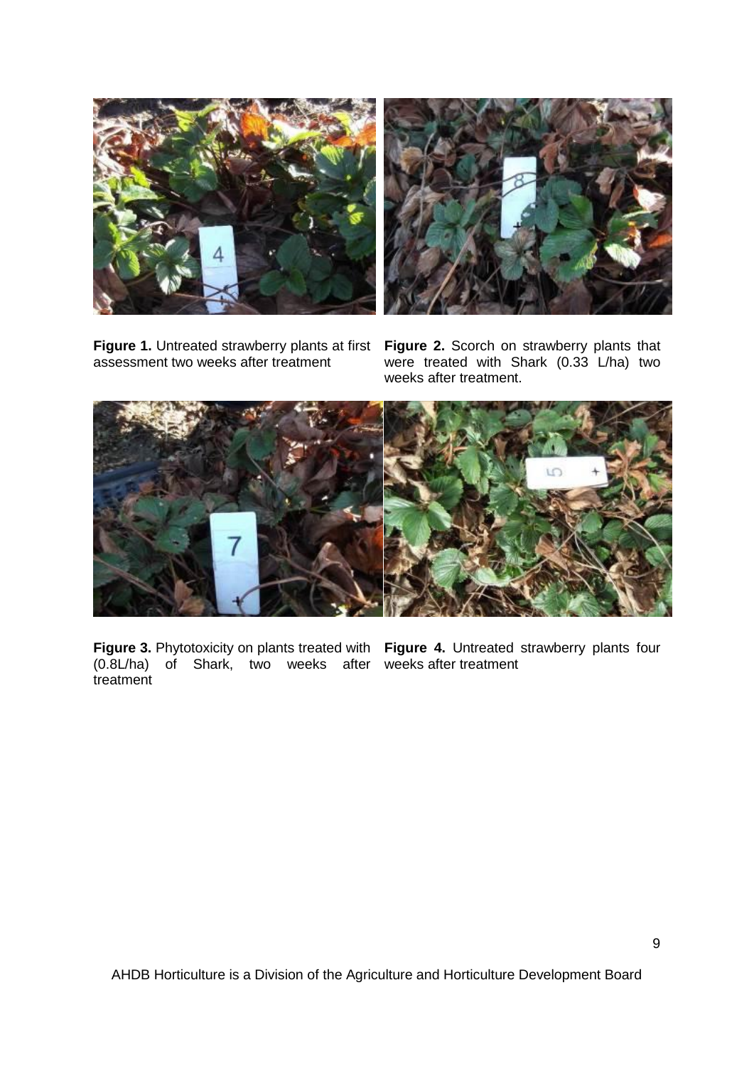**Figure 1.** Untreated strawberry plants at first assessment two weeks after treatment

**Figure 2.** Scorch on strawberry plants that were treated with Shark (0.33 L/ha) two weeks after treatment.

**Figure 3.** Phytotoxicity on plants treated with (0.8L/ha) of Shark, two weeks after treatment

**Figure 4.** Untreated strawberry plants four weeks after treatment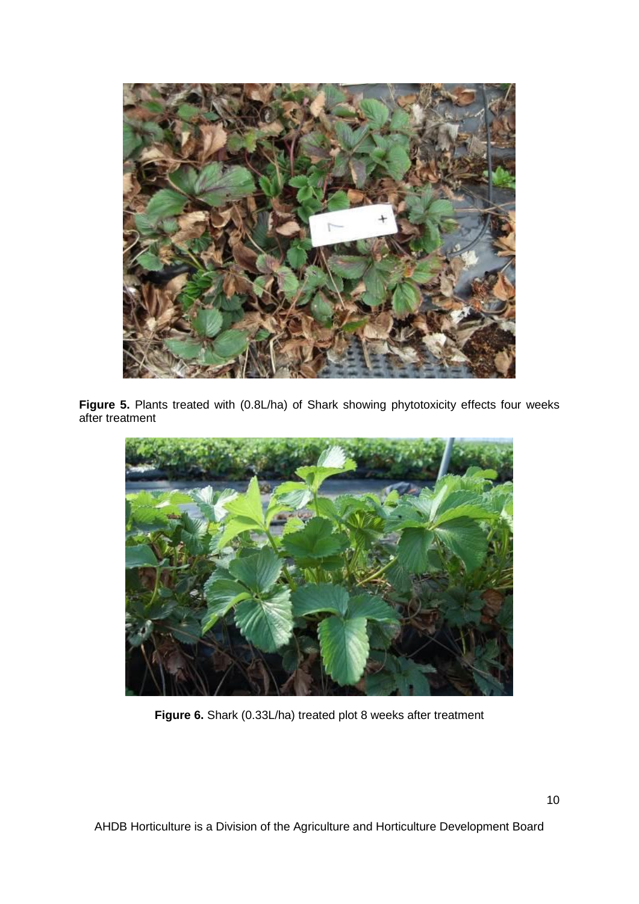**Figure 5.** Plants treated with (0.8L/ha) of Shark showing phytotoxicity effects four weeks after treatment

**Figure 6.** Shark (0.33L/ha) treated plot 8 weeks after treatment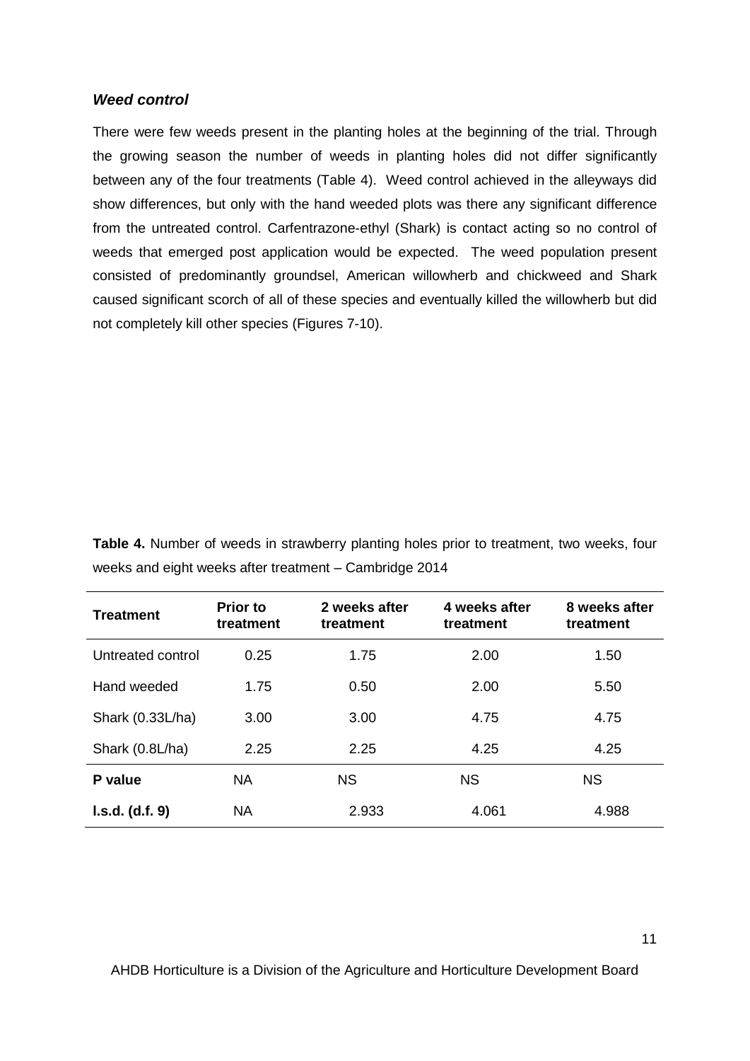***Weed control***

There were few weeds present in the planting holes at the beginning of the trial. Through the growing season the number of weeds in planting holes did not differ significantly between any of the four treatments (Table 4). Weed control achieved in the alleyways did show differences, but only with the hand weeded plots was there any significant difference from the untreated control. Carfentrazone-ethyl (Shark) is contact acting so no control of weeds that emerged post application would be expected. The weed population present consisted of predominantly groundsel, American willowherb and chickweed and Shark caused significant scorch of all of these species and eventually killed the willowherb but did not completely kill other species (Figures 7-10).

**Table 4.** Number of weeds in strawberry planting holes prior to treatment, two weeks, four weeks and eight weeks after treatment – Cambridge 2014

| Treatment | Prior to treatment | 2 weeks after treatment | 4 weeks after treatment | 8 weeks after treatment |
|---|---|---|---|---|
| Untreated control | 0.25 | 1.75 | 2.00 | 1.50 |
| Hand weeded | 1.75 | 0.50 | 2.00 | 5.50 |
| Shark (0.33L/ha) | 3.00 | 3.00 | 4.75 | 4.75 |
| Shark (0.8L/ha) | 2.25 | 2.25 | 4.25 | 4.25 |
| **P value** | NA | NS | NS | NS |
| **l.s.d. (d.f. 9)** | NA | 2.933 | 4.061 | 4.988 |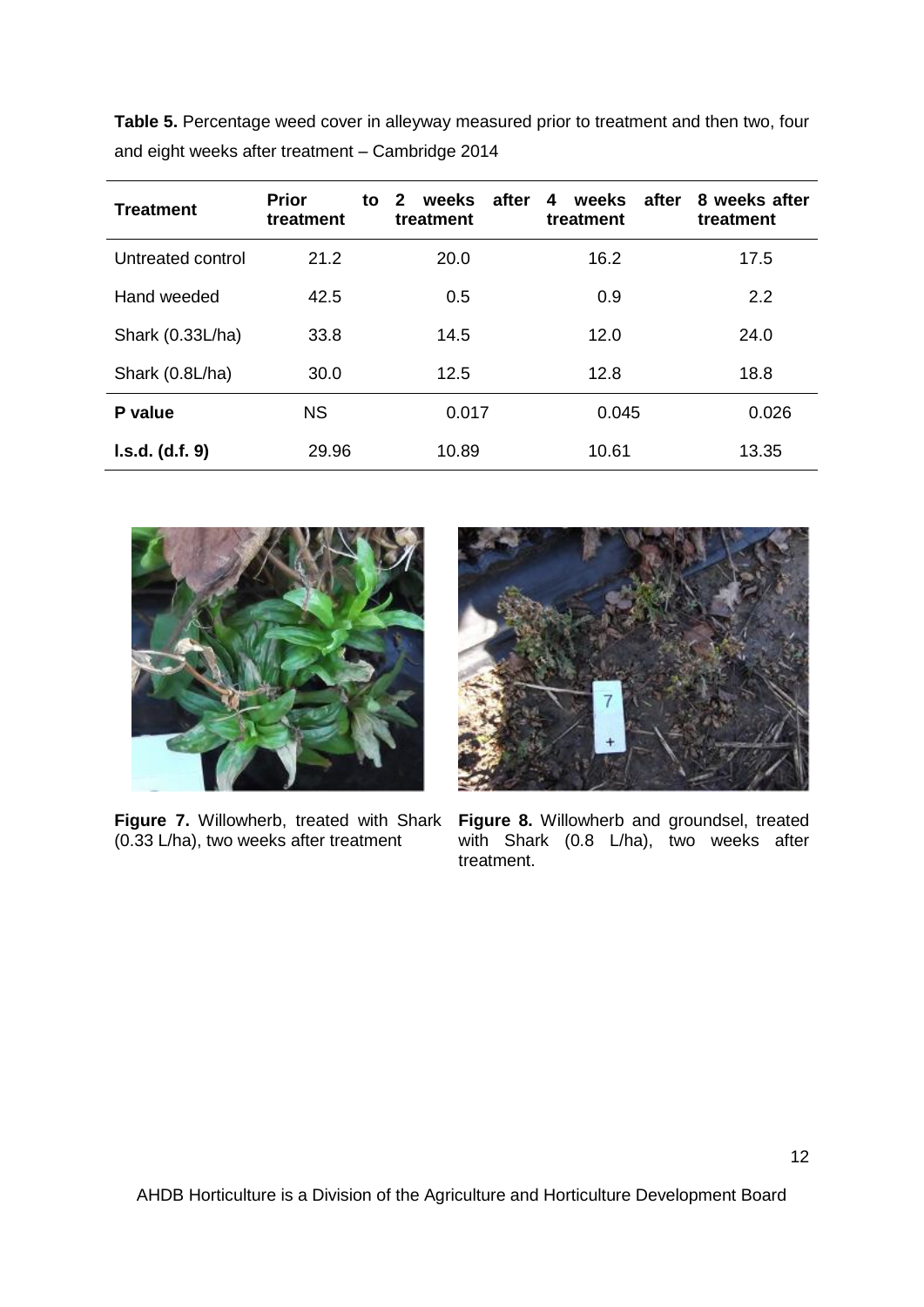**Table 5.** Percentage weed cover in alleyway measured prior to treatment and then two, four and eight weeks after treatment – Cambridge 2014

| Treatment | Prior to treatment | 2 weeks after treatment | 4 weeks after treatment | 8 weeks after treatment |
|---|---|---|---|---|
| Untreated control | 21.2 | 20.0 | 16.2 | 17.5 |
| Hand weeded | 42.5 | 0.5 | 0.9 | 2.2 |
| Shark (0.33L/ha) | 33.8 | 14.5 | 12.0 | 24.0 |
| Shark (0.8L/ha) | 30.0 | 12.5 | 12.8 | 18.8 |
| **P value** | NS | 0.017 | 0.045 | 0.026 |
| **l.s.d. (d.f. 9)** | 29.96 | 10.89 | 10.61 | 13.35 |

**Figure 7.** Willowherb, treated with Shark (0.33 L/ha), two weeks after treatment

**Figure 8.** Willowherb and groundsel, treated with Shark (0.8 L/ha), two weeks after treatment.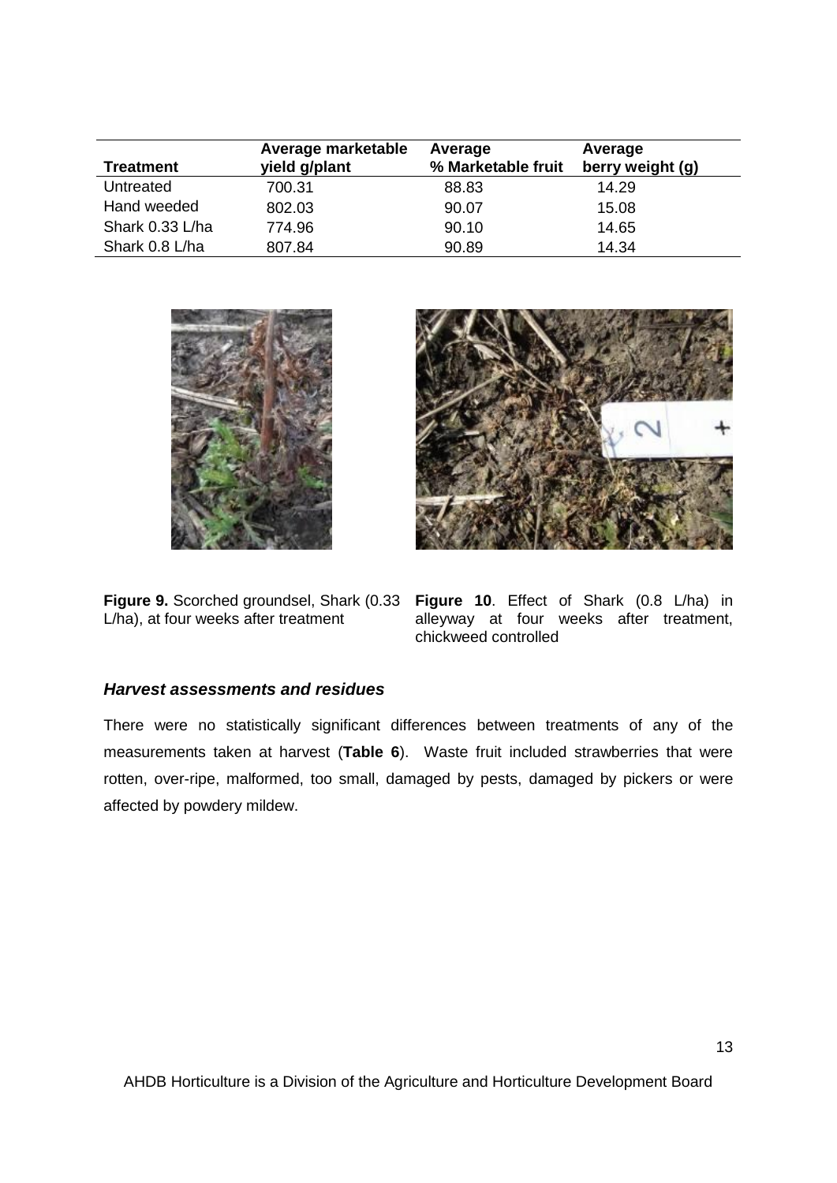| Treatment | Average marketable yield g/plant | Average % Marketable fruit | Average berry weight (g) |
|---|---|---|---|
| Untreated | 700.31 | 88.83 | 14.29 |
| Hand weeded | 802.03 | 90.07 | 15.08 |
| Shark 0.33 L/ha | 774.96 | 90.10 | 14.65 |
| Shark 0.8 L/ha | 807.84 | 90.89 | 14.34 |

**Figure 9.** Scorched groundsel, Shark (0.33 L/ha), at four weeks after treatment

**Figure 10**. Effect of Shark (0.8 L/ha) in alleyway at four weeks after treatment, chickweed controlled

### *Harvest assessments and residues*

There were no statistically significant differences between treatments of any of the measurements taken at harvest (**Table 6**). Waste fruit included strawberries that were rotten, over-ripe, malformed, too small, damaged by pests, damaged by pickers or were affected by powdery mildew.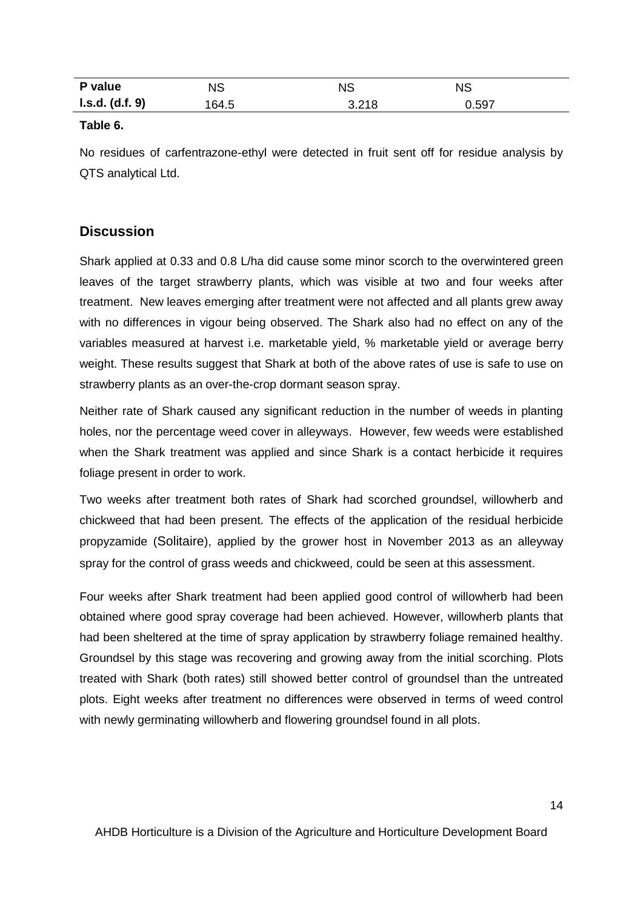| | | | |
|---|---|---|---|
| **P value** | NS | NS | NS |
| **l.s.d. (d.f. 9)** | 164.5 | 3.218 | 0.597 |

**Table 6.**

No residues of carfentrazone-ethyl were detected in fruit sent off for residue analysis by QTS analytical Ltd.

## Discussion

Shark applied at 0.33 and 0.8 L/ha did cause some minor scorch to the overwintered green leaves of the target strawberry plants, which was visible at two and four weeks after treatment. New leaves emerging after treatment were not affected and all plants grew away with no differences in vigour being observed. The Shark also had no effect on any of the variables measured at harvest i.e. marketable yield, % marketable yield or average berry weight. These results suggest that Shark at both of the above rates of use is safe to use on strawberry plants as an over-the-crop dormant season spray.

Neither rate of Shark caused any significant reduction in the number of weeds in planting holes, nor the percentage weed cover in alleyways. However, few weeds were established when the Shark treatment was applied and since Shark is a contact herbicide it requires foliage present in order to work.

Two weeks after treatment both rates of Shark had scorched groundsel, willowherb and chickweed that had been present. The effects of the application of the residual herbicide propyzamide (Solitaire), applied by the grower host in November 2013 as an alleyway spray for the control of grass weeds and chickweed, could be seen at this assessment.

Four weeks after Shark treatment had been applied good control of willowherb had been obtained where good spray coverage had been achieved. However, willowherb plants that had been sheltered at the time of spray application by strawberry foliage remained healthy. Groundsel by this stage was recovering and growing away from the initial scorching. Plots treated with Shark (both rates) still showed better control of groundsel than the untreated plots. Eight weeks after treatment no differences were observed in terms of weed control with newly germinating willowherb and flowering groundsel found in all plots.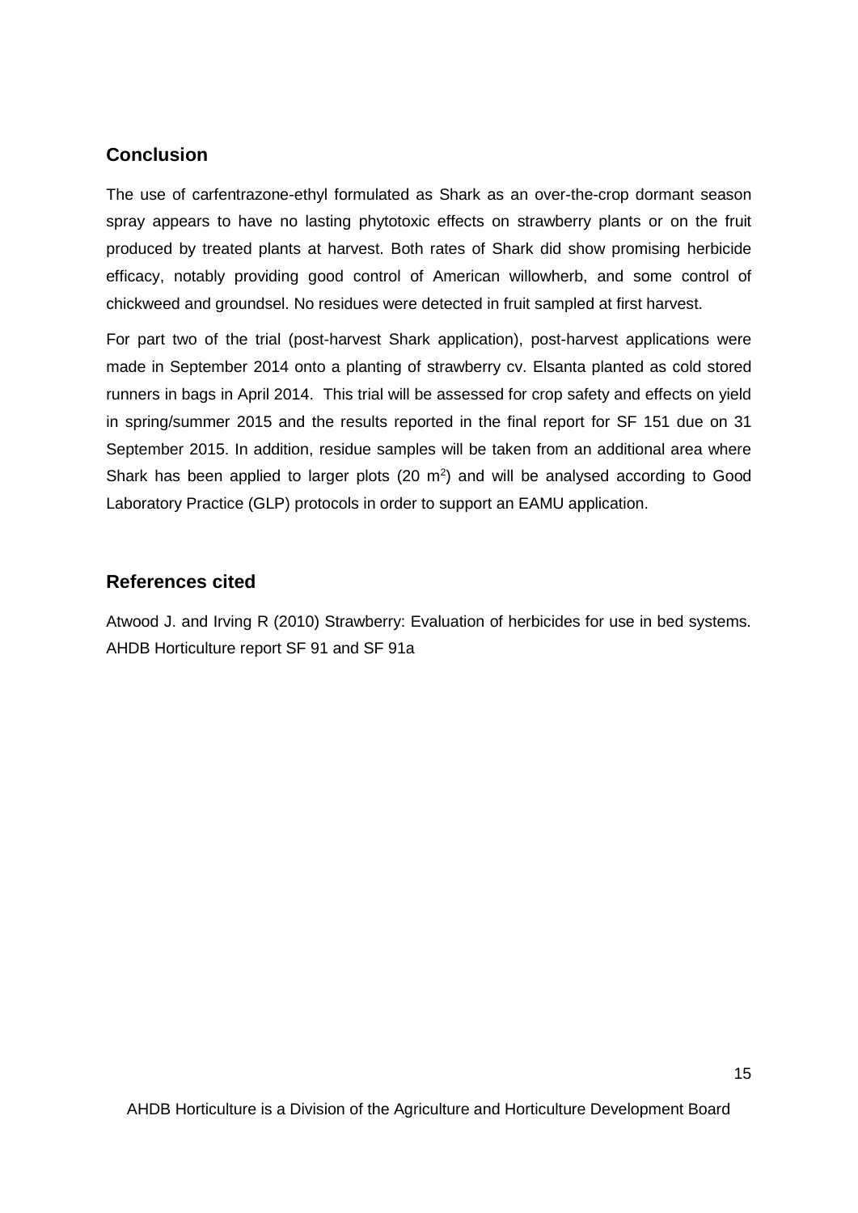## Conclusion

The use of carfentrazone-ethyl formulated as Shark as an over-the-crop dormant season spray appears to have no lasting phytotoxic effects on strawberry plants or on the fruit produced by treated plants at harvest. Both rates of Shark did show promising herbicide efficacy, notably providing good control of American willowherb, and some control of chickweed and groundsel. No residues were detected in fruit sampled at first harvest.

For part two of the trial (post-harvest Shark application), post-harvest applications were made in September 2014 onto a planting of strawberry cv. Elsanta planted as cold stored runners in bags in April 2014. This trial will be assessed for crop safety and effects on yield in spring/summer 2015 and the results reported in the final report for SF 151 due on 31 September 2015. In addition, residue samples will be taken from an additional area where Shark has been applied to larger plots (20 $m^2$) and will be analysed according to Good Laboratory Practice (GLP) protocols in order to support an EAMU application.

## References cited

Atwood J. and Irving R (2010) Strawberry: Evaluation of herbicides for use in bed systems. AHDB Horticulture report SF 91 and SF 91a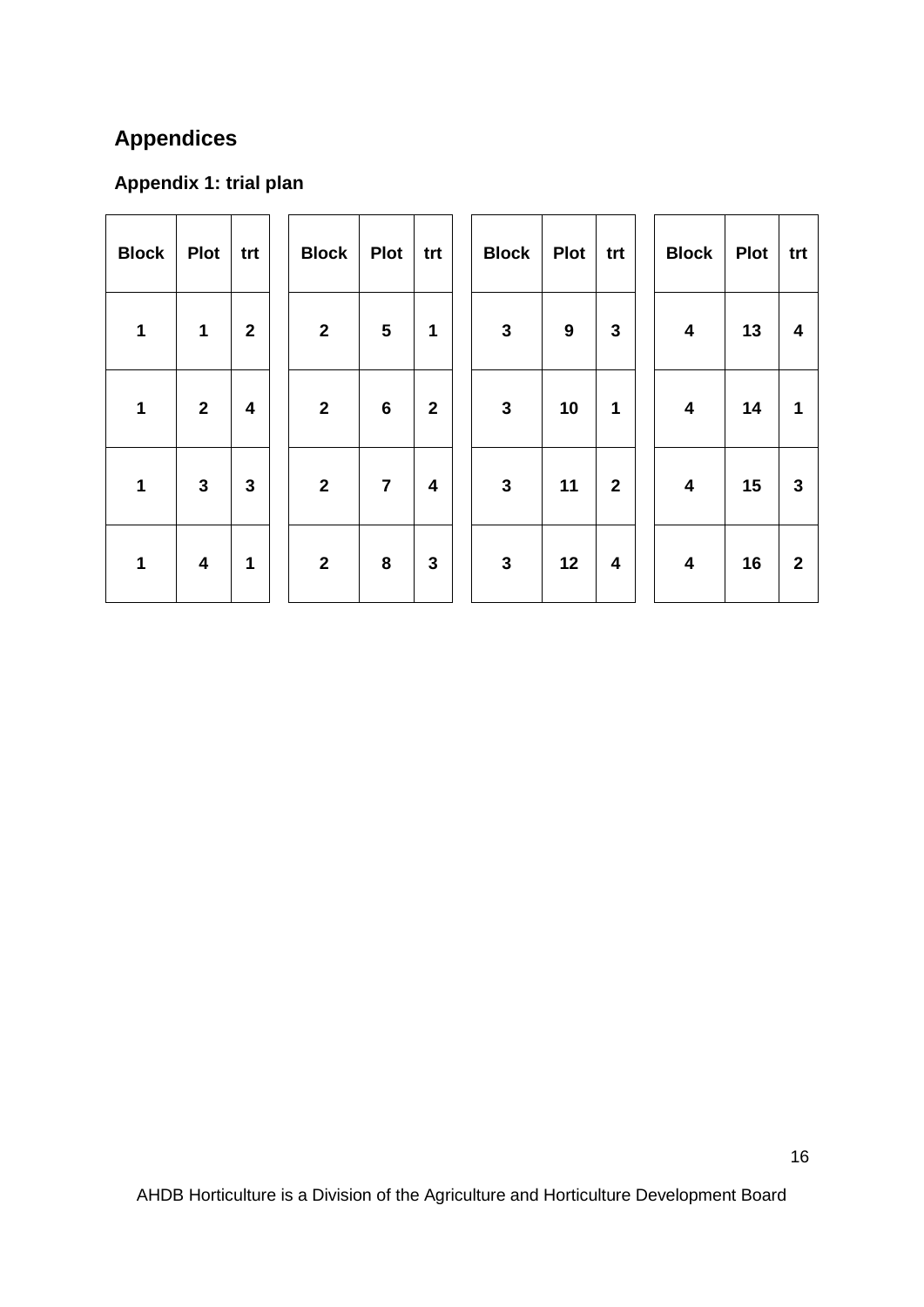## Appendices

### Appendix 1: trial plan

| Block | Plot | trt |
|---|---|---|
| 1 | 1 | 2 |
| 1 | 2 | 4 |
| 1 | 3 | 3 |
| 1 | 4 | 1 |

| Block | Plot | trt |
|---|---|---|
| 2 | 5 | 1 |
| 2 | 6 | 2 |
| 2 | 7 | 4 |
| 2 | 8 | 3 |

| Block | Plot | trt |
|---|---|---|
| 3 | 9 | 3 |
| 3 | 10 | 1 |
| 3 | 11 | 2 |
| 3 | 12 | 4 |

| Block | Plot | trt |
|---|---|---|
| 4 | 13 | 4 |
| 4 | 14 | 1 |
| 4 | 15 | 3 |
| 4 | 16 | 2 |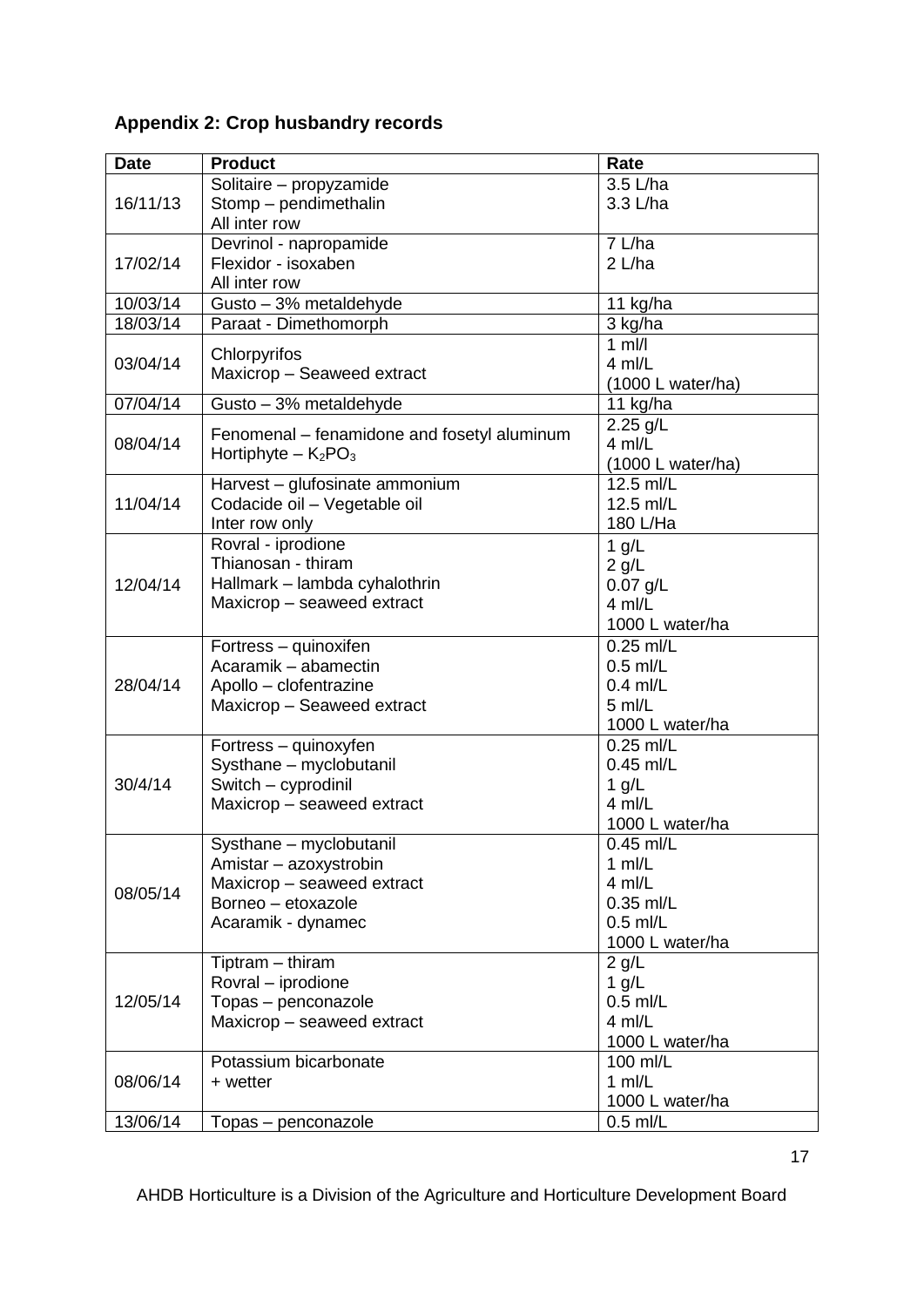## Appendix 2: Crop husbandry records

| Date | Product | Rate |
|---|---|---|
| 16/11/13 | Solitaire – propyzamide<br>Stomp – pendimethalin<br>All inter row | 3.5 L/ha<br>3.3 L/ha |
| 17/02/14 | Devrinol - napropamide<br>Flexidor - isoxaben<br>All inter row | 7 L/ha<br>2 L/ha |
| 10/03/14 | Gusto – 3% metaldehyde | 11 kg/ha |
| 18/03/14 | Paraat - Dimethomorph | 3 kg/ha |
| 03/04/14 | Chlorpyrifos<br>Maxicrop – Seaweed extract | 1 ml/l<br>4 ml/L<br>(1000 L water/ha) |
| 07/04/14 | Gusto – 3% metaldehyde | 11 kg/ha |
| 08/04/14 | Fenomenal – fenamidone and fosetyl aluminum<br>Hortiphyte – $K_2PO_3$ | 2.25 g/L<br>4 ml/L<br>(1000 L water/ha) |
| 11/04/14 | Harvest – glufosinate ammonium<br>Codacide oil – Vegetable oil<br>Inter row only | 12.5 ml/L<br>12.5 ml/L<br>180 L/Ha |
| 12/04/14 | Rovral - iprodione<br>Thianosan - thiram<br>Hallmark – lambda cyhalothrin<br>Maxicrop – seaweed extract | 1 g/L<br>2 g/L<br>0.07 g/L<br>4 ml/L<br>1000 L water/ha |
| 28/04/14 | Fortress – quinoxifen<br>Acaramik – abamectin<br>Apollo – clofentrazine<br>Maxicrop – Seaweed extract | 0.25 ml/L<br>0.5 ml/L<br>0.4 ml/L<br>5 ml/L<br>1000 L water/ha |
| 30/4/14 | Fortress – quinoxyfen<br>Systhane – myclobutanil<br>Switch – cyprodinil<br>Maxicrop – seaweed extract | 0.25 ml/L<br>0.45 ml/L<br>1 g/L<br>4 ml/L<br>1000 L water/ha |
| 08/05/14 | Systhane – myclobutanil<br>Amistar – azoxystrobin<br>Maxicrop – seaweed extract<br>Borneo – etoxazole<br>Acaramik - dynamec | 0.45 ml/L<br>1 ml/L<br>4 ml/L<br>0.35 ml/L<br>0.5 ml/L<br>1000 L water/ha |
| 12/05/14 | Tiptram – thiram<br>Rovral – iprodione<br>Topas – penconazole<br>Maxicrop – seaweed extract | 2 g/L<br>1 g/L<br>0.5 ml/L<br>4 ml/L<br>1000 L water/ha |
| 08/06/14 | Potassium bicarbonate<br>+ wetter | 100 ml/L<br>1 ml/L<br>1000 L water/ha |
| 13/06/14 | Topas – penconazole | 0.5 ml/L |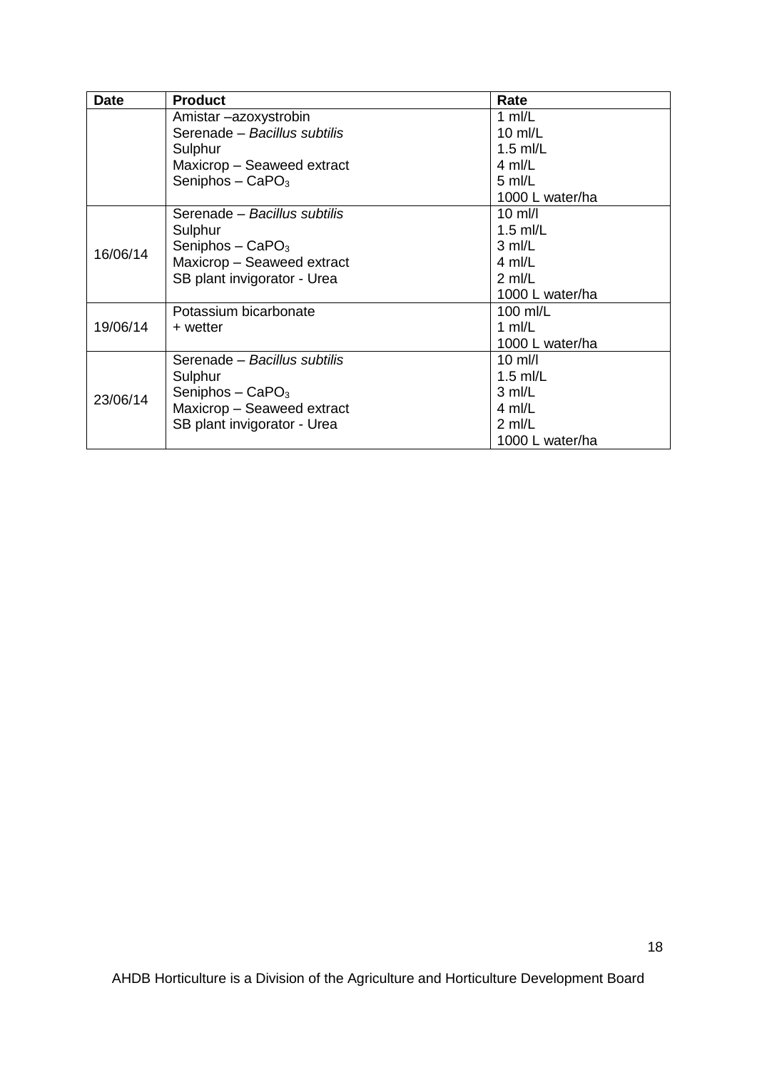| Date | Product | Rate |
|---|---|---|
| | Amistar –azoxystrobin<br>Serenade – *Bacillus subtilis*<br>Sulphur<br>Maxicrop – Seaweed extract<br>Seniphos – $CaPO_3$ | 1 ml/L<br>10 ml/L<br>1.5 ml/L<br>4 ml/L<br>5 ml/L<br>1000 L water/ha |
| 16/06/14 | Serenade – *Bacillus subtilis*<br>Sulphur<br>Seniphos – $CaPO_3$<br>Maxicrop – Seaweed extract<br>SB plant invigorator - Urea | 10 ml/l<br>1.5 ml/L<br>3 ml/L<br>4 ml/L<br>2 ml/L<br>1000 L water/ha |
| 19/06/14 | Potassium bicarbonate<br>+ wetter | 100 ml/L<br>1 ml/L<br>1000 L water/ha |
| 23/06/14 | Serenade – *Bacillus subtilis*<br>Sulphur<br>Seniphos – $CaPO_3$<br>Maxicrop – Seaweed extract<br>SB plant invigorator - Urea | 10 ml/l<br>1.5 ml/L<br>3 ml/L<br>4 ml/L<br>2 ml/L<br>1000 L water/ha |